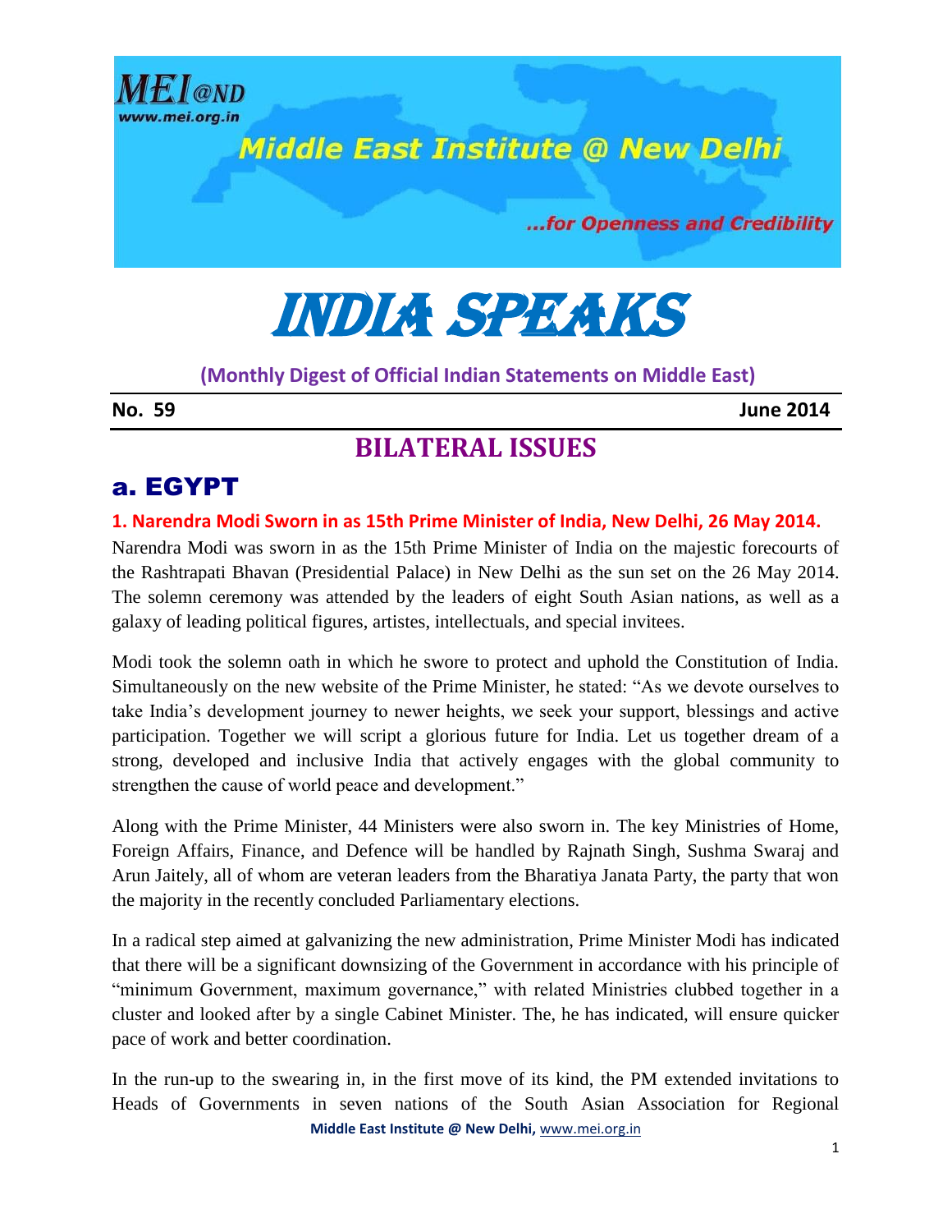# MEI@ND

www.mei.org.in

Middle East Institute @ New Delhi

...for Openness and Credibility

# INDIA SPEAKS

**(Monthly Digest of Official Indian Statements on Middle East)**

**No. 59** **June 2014**

## BILATERAL ISSUES

## a. EGYPT

### 1. Narendra Modi Sworn in as 15th Prime Minister of India, New Delhi, 26 May 2014.

Narendra Modi was sworn in as the 15th Prime Minister of India on the majestic forecourts of the Rashtrapati Bhavan (Presidential Palace) in New Delhi as the sun set on the 26 May 2014. The solemn ceremony was attended by the leaders of eight South Asian nations, as well as a galaxy of leading political figures, artistes, intellectuals, and special invitees.

Modi took the solemn oath in which he swore to protect and uphold the Constitution of India. Simultaneously on the new website of the Prime Minister, he stated: "As we devote ourselves to take India's development journey to newer heights, we seek your support, blessings and active participation. Together we will script a glorious future for India. Let us together dream of a strong, developed and inclusive India that actively engages with the global community to strengthen the cause of world peace and development."

Along with the Prime Minister, 44 Ministers were also sworn in. The key Ministries of Home, Foreign Affairs, Finance, and Defence will be handled by Rajnath Singh, Sushma Swaraj and Arun Jaitely, all of whom are veteran leaders from the Bharatiya Janata Party, the party that won the majority in the recently concluded Parliamentary elections.

In a radical step aimed at galvanizing the new administration, Prime Minister Modi has indicated that there will be a significant downsizing of the Government in accordance with his principle of "minimum Government, maximum governance," with related Ministries clubbed together in a cluster and looked after by a single Cabinet Minister. The, he has indicated, will ensure quicker pace of work and better coordination.

In the run-up to the swearing in, in the first move of its kind, the PM extended invitations to Heads of Governments in seven nations of the South Asian Association for Regional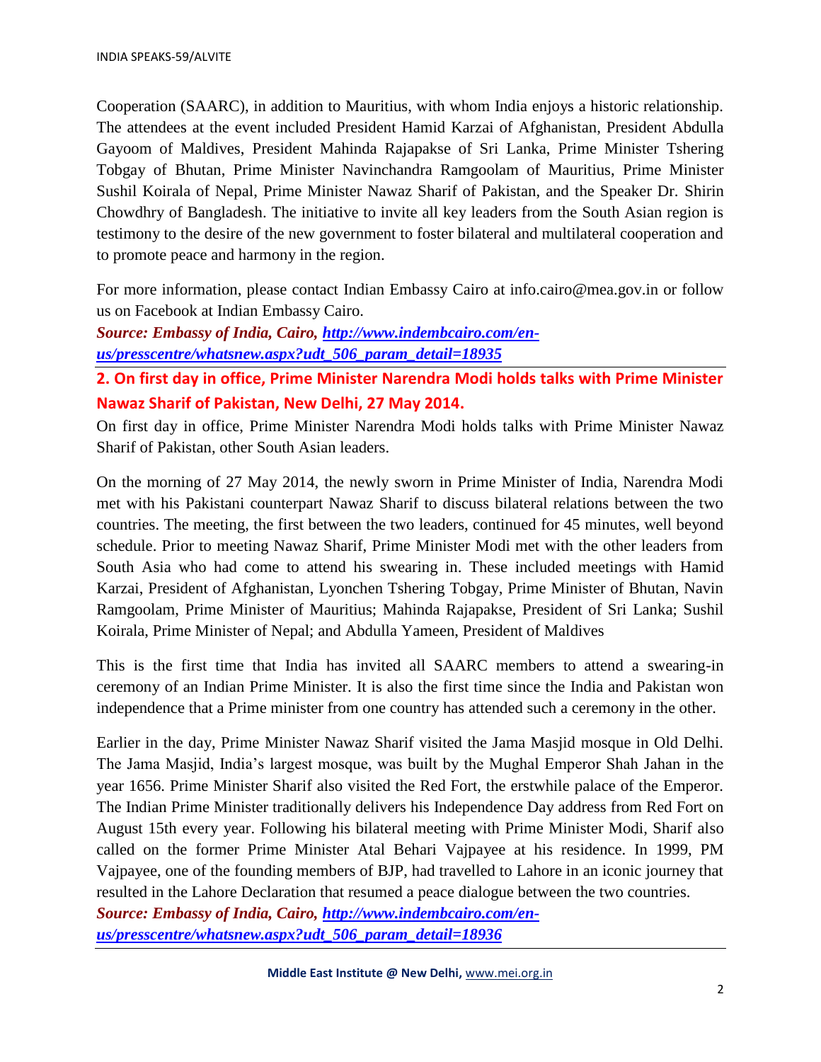Cooperation (SAARC), in addition to Mauritius, with whom India enjoys a historic relationship. The attendees at the event included President Hamid Karzai of Afghanistan, President Abdulla Gayoom of Maldives, President Mahinda Rajapakse of Sri Lanka, Prime Minister Tshering Tobgay of Bhutan, Prime Minister Navinchandra Ramgoolam of Mauritius, Prime Minister Sushil Koirala of Nepal, Prime Minister Nawaz Sharif of Pakistan, and the Speaker Dr. Shirin Chowdhry of Bangladesh. The initiative to invite all key leaders from the South Asian region is testimony to the desire of the new government to foster bilateral and multilateral cooperation and to promote peace and harmony in the region.

For more information, please contact Indian Embassy Cairo at info.cairo@mea.gov.in or follow us on Facebook at Indian Embassy Cairo.

***Source: Embassy of India, Cairo, [http://www.indembcairo.com/en-us/presscentre/whatsnew.aspx?udt_506_param_detail=18935](http://www.indembcairo.com/en-us/presscentre/whatsnew.aspx?udt_506_param_detail=18935)***

## 2. On first day in office, Prime Minister Narendra Modi holds talks with Prime Minister Nawaz Sharif of Pakistan, New Delhi, 27 May 2014.

On first day in office, Prime Minister Narendra Modi holds talks with Prime Minister Nawaz Sharif of Pakistan, other South Asian leaders.

On the morning of 27 May 2014, the newly sworn in Prime Minister of India, Narendra Modi met with his Pakistani counterpart Nawaz Sharif to discuss bilateral relations between the two countries. The meeting, the first between the two leaders, continued for 45 minutes, well beyond schedule. Prior to meeting Nawaz Sharif, Prime Minister Modi met with the other leaders from South Asia who had come to attend his swearing in. These included meetings with Hamid Karzai, President of Afghanistan, Lyonchen Tshering Tobgay, Prime Minister of Bhutan, Navin Ramgoolam, Prime Minister of Mauritius; Mahinda Rajapakse, President of Sri Lanka; Sushil Koirala, Prime Minister of Nepal; and Abdulla Yameen, President of Maldives

This is the first time that India has invited all SAARC members to attend a swearing-in ceremony of an Indian Prime Minister. It is also the first time since the India and Pakistan won independence that a Prime minister from one country has attended such a ceremony in the other.

Earlier in the day, Prime Minister Nawaz Sharif visited the Jama Masjid mosque in Old Delhi. The Jama Masjid, India's largest mosque, was built by the Mughal Emperor Shah Jahan in the year 1656. Prime Minister Sharif also visited the Red Fort, the erstwhile palace of the Emperor. The Indian Prime Minister traditionally delivers his Independence Day address from Red Fort on August 15th every year. Following his bilateral meeting with Prime Minister Modi, Sharif also called on the former Prime Minister Atal Behari Vajpayee at his residence. In 1999, PM Vajpayee, one of the founding members of BJP, had travelled to Lahore in an iconic journey that resulted in the Lahore Declaration that resumed a peace dialogue between the two countries.

***Source: Embassy of India, Cairo, [http://www.indembcairo.com/en-us/presscentre/whatsnew.aspx?udt_506_param_detail=18936](http://www.indembcairo.com/en-us/presscentre/whatsnew.aspx?udt_506_param_detail=18936)***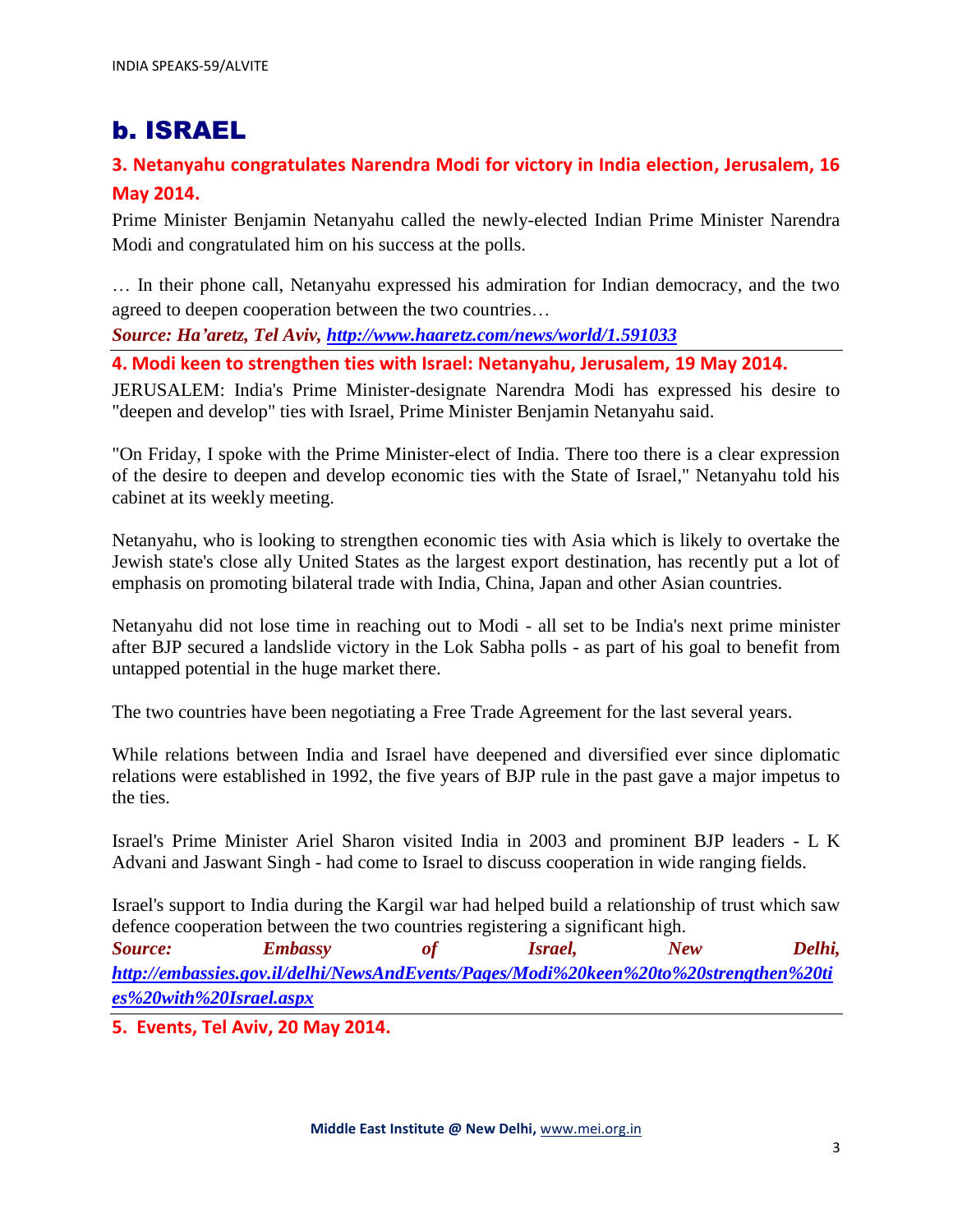## b. ISRAEL

### 3. Netanyahu congratulates Narendra Modi for victory in India election, Jerusalem, 16 May 2014.

Prime Minister Benjamin Netanyahu called the newly-elected Indian Prime Minister Narendra Modi and congratulated him on his success at the polls.

… In their phone call, Netanyahu expressed his admiration for Indian democracy, and the two agreed to deepen cooperation between the two countries…

***Source: Ha'aretz, Tel Aviv, [http://www.haaretz.com/news/world/1.591033](http://www.haaretz.com/news/world/1.591033)***

---

### 4. Modi keen to strengthen ties with Israel: Netanyahu, Jerusalem, 19 May 2014.

JERUSALEM: India's Prime Minister-designate Narendra Modi has expressed his desire to "deepen and develop" ties with Israel, Prime Minister Benjamin Netanyahu said.

"On Friday, I spoke with the Prime Minister-elect of India. There too there is a clear expression of the desire to deepen and develop economic ties with the State of Israel," Netanyahu told his cabinet at its weekly meeting.

Netanyahu, who is looking to strengthen economic ties with Asia which is likely to overtake the Jewish state's close ally United States as the largest export destination, has recently put a lot of emphasis on promoting bilateral trade with India, China, Japan and other Asian countries.

Netanyahu did not lose time in reaching out to Modi - all set to be India's next prime minister after BJP secured a landslide victory in the Lok Sabha polls - as part of his goal to benefit from untapped potential in the huge market there.

The two countries have been negotiating a Free Trade Agreement for the last several years.

While relations between India and Israel have deepened and diversified ever since diplomatic relations were established in 1992, the five years of BJP rule in the past gave a major impetus to the ties.

Israel's Prime Minister Ariel Sharon visited India in 2003 and prominent BJP leaders - L K Advani and Jaswant Singh - had come to Israel to discuss cooperation in wide ranging fields.

Israel's support to India during the Kargil war had helped build a relationship of trust which saw defence cooperation between the two countries registering a significant high.

***Source: Embassy of Israel, New Delhi, [http://embassies.gov.il/delhi/NewsAndEvents/Pages/Modi%20keen%20to%20strengthen%20ties%20with%20Israel.aspx](http://embassies.gov.il/delhi/NewsAndEvents/Pages/Modi%20keen%20to%20strengthen%20ties%20with%20Israel.aspx)***

---

### 5. Events, Tel Aviv, 20 May 2014.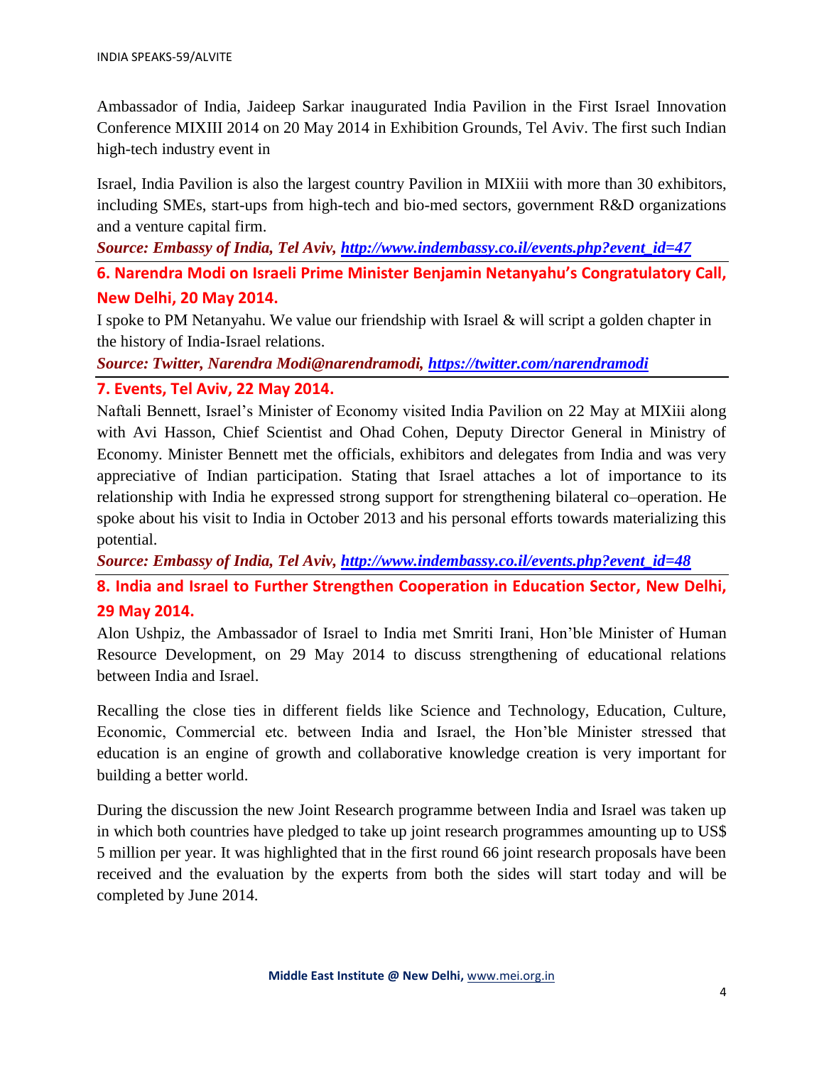Ambassador of India, Jaideep Sarkar inaugurated India Pavilion in the First Israel Innovation Conference MIXIII 2014 on 20 May 2014 in Exhibition Grounds, Tel Aviv. The first such Indian high-tech industry event in

Israel, India Pavilion is also the largest country Pavilion in MIXiii with more than 30 exhibitors, including SMEs, start-ups from high-tech and bio-med sectors, government R&D organizations and a venture capital firm.

***Source: Embassy of India, Tel Aviv, http://www.indembassy.co.il/events.php?event_id=47***

## 6. Narendra Modi on Israeli Prime Minister Benjamin Netanyahu's Congratulatory Call, New Delhi, 20 May 2014.

I spoke to PM Netanyahu. We value our friendship with Israel & will script a golden chapter in the history of India-Israel relations.

***Source: Twitter, Narendra Modi@narendramodi, https://twitter.com/narendramodi***

## 7. Events, Tel Aviv, 22 May 2014.

Naftali Bennett, Israel's Minister of Economy visited India Pavilion on 22 May at MIXiii along with Avi Hasson, Chief Scientist and Ohad Cohen, Deputy Director General in Ministry of Economy. Minister Bennett met the officials, exhibitors and delegates from India and was very appreciative of Indian participation. Stating that Israel attaches a lot of importance to its relationship with India he expressed strong support for strengthening bilateral co–operation. He spoke about his visit to India in October 2013 and his personal efforts towards materializing this potential.

***Source: Embassy of India, Tel Aviv, http://www.indembassy.co.il/events.php?event_id=48***

## 8. India and Israel to Further Strengthen Cooperation in Education Sector, New Delhi, 29 May 2014.

Alon Ushpiz, the Ambassador of Israel to India met Smriti Irani, Hon'ble Minister of Human Resource Development, on 29 May 2014 to discuss strengthening of educational relations between India and Israel.

Recalling the close ties in different fields like Science and Technology, Education, Culture, Economic, Commercial etc. between India and Israel, the Hon'ble Minister stressed that education is an engine of growth and collaborative knowledge creation is very important for building a better world.

During the discussion the new Joint Research programme between India and Israel was taken up in which both countries have pledged to take up joint research programmes amounting up to US$ 5 million per year. It was highlighted that in the first round 66 joint research proposals have been received and the evaluation by the experts from both the sides will start today and will be completed by June 2014.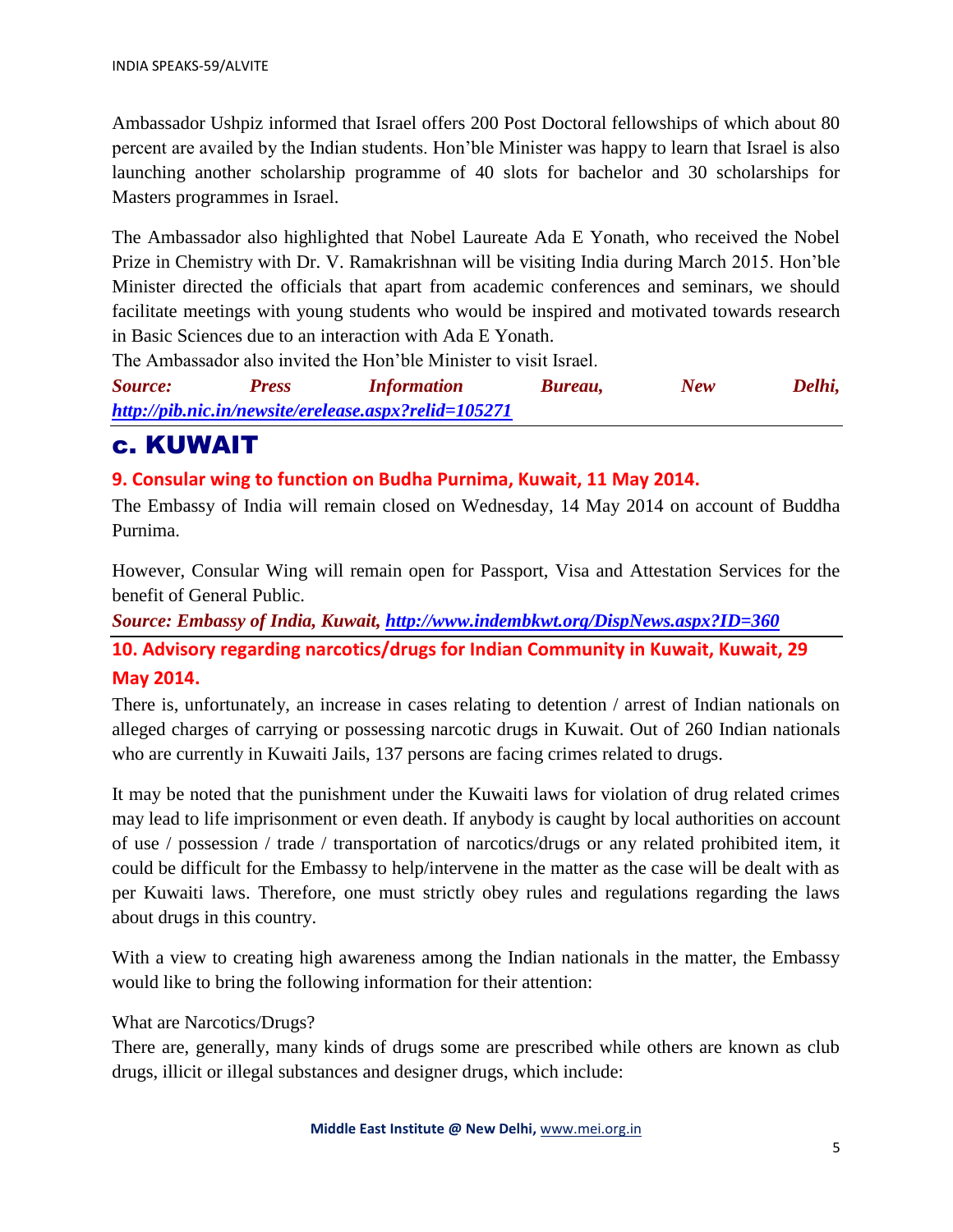Ambassador Ushpiz informed that Israel offers 200 Post Doctoral fellowships of which about 80 percent are availed by the Indian students. Hon'ble Minister was happy to learn that Israel is also launching another scholarship programme of 40 slots for bachelor and 30 scholarships for Masters programmes in Israel.

The Ambassador also highlighted that Nobel Laureate Ada E Yonath, who received the Nobel Prize in Chemistry with Dr. V. Ramakrishnan will be visiting India during March 2015. Hon'ble Minister directed the officials that apart from academic conferences and seminars, we should facilitate meetings with young students who would be inspired and motivated towards research in Basic Sciences due to an interaction with Ada E Yonath.

The Ambassador also invited the Hon'ble Minister to visit Israel.

***Source: Press Information Bureau, New Delhi, http://pib.nic.in/newsite/erelease.aspx?relid=105271***

---

# c. KUWAIT

### 9. Consular wing to function on Budha Purnima, Kuwait, 11 May 2014.

The Embassy of India will remain closed on Wednesday, 14 May 2014 on account of Buddha Purnima.

However, Consular Wing will remain open for Passport, Visa and Attestation Services for the benefit of General Public.

***Source: Embassy of India, Kuwait, http://www.indembkwt.org/DispNews.aspx?ID=360***

---

### 10. Advisory regarding narcotics/drugs for Indian Community in Kuwait, Kuwait, 29 May 2014.

There is, unfortunately, an increase in cases relating to detention / arrest of Indian nationals on alleged charges of carrying or possessing narcotic drugs in Kuwait. Out of 260 Indian nationals who are currently in Kuwaiti Jails, 137 persons are facing crimes related to drugs.

It may be noted that the punishment under the Kuwaiti laws for violation of drug related crimes may lead to life imprisonment or even death. If anybody is caught by local authorities on account of use / possession / trade / transportation of narcotics/drugs or any related prohibited item, it could be difficult for the Embassy to help/intervene in the matter as the case will be dealt with as per Kuwaiti laws. Therefore, one must strictly obey rules and regulations regarding the laws about drugs in this country.

With a view to creating high awareness among the Indian nationals in the matter, the Embassy would like to bring the following information for their attention:

What are Narcotics/Drugs?

There are, generally, many kinds of drugs some are prescribed while others are known as club drugs, illicit or illegal substances and designer drugs, which include: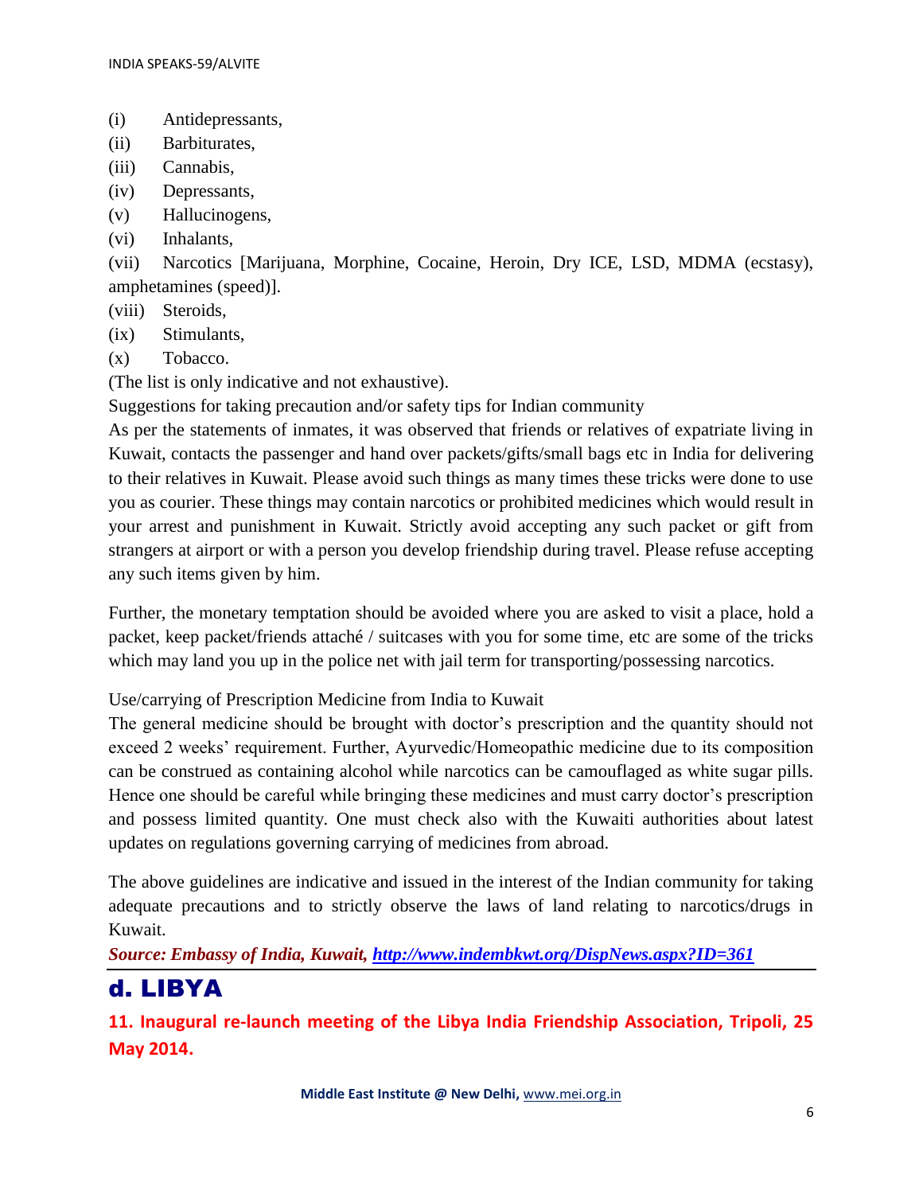(i) Antidepressants,
(ii) Barbiturates,
(iii) Cannabis,
(iv) Depressants,
(v) Hallucinogens,
(vi) Inhalants,
(vii) Narcotics [Marijuana, Morphine, Cocaine, Heroin, Dry ICE, LSD, MDMA (ecstasy), amphetamines (speed)].
(viii) Steroids,
(ix) Stimulants,
(x) Tobacco.

(The list is only indicative and not exhaustive).

Suggestions for taking precaution and/or safety tips for Indian community

As per the statements of inmates, it was observed that friends or relatives of expatriate living in Kuwait, contacts the passenger and hand over packets/gifts/small bags etc in India for delivering to their relatives in Kuwait. Please avoid such things as many times these tricks were done to use you as courier. These things may contain narcotics or prohibited medicines which would result in your arrest and punishment in Kuwait. Strictly avoid accepting any such packet or gift from strangers at airport or with a person you develop friendship during travel. Please refuse accepting any such items given by him.

Further, the monetary temptation should be avoided where you are asked to visit a place, hold a packet, keep packet/friends attaché / suitcases with you for some time, etc are some of the tricks which may land you up in the police net with jail term for transporting/possessing narcotics.

Use/carrying of Prescription Medicine from India to Kuwait

The general medicine should be brought with doctor's prescription and the quantity should not exceed 2 weeks' requirement. Further, Ayurvedic/Homeopathic medicine due to its composition can be construed as containing alcohol while narcotics can be camouflaged as white sugar pills. Hence one should be careful while bringing these medicines and must carry doctor's prescription and possess limited quantity. One must check also with the Kuwaiti authorities about latest updates on regulations governing carrying of medicines from abroad.

The above guidelines are indicative and issued in the interest of the Indian community for taking adequate precautions and to strictly observe the laws of land relating to narcotics/drugs in Kuwait.

***Source: Embassy of India, Kuwait, http://www.indembkwt.org/DispNews.aspx?ID=361***

## d. LIBYA

### 11. Inaugural re-launch meeting of the Libya India Friendship Association, Tripoli, 25 May 2014.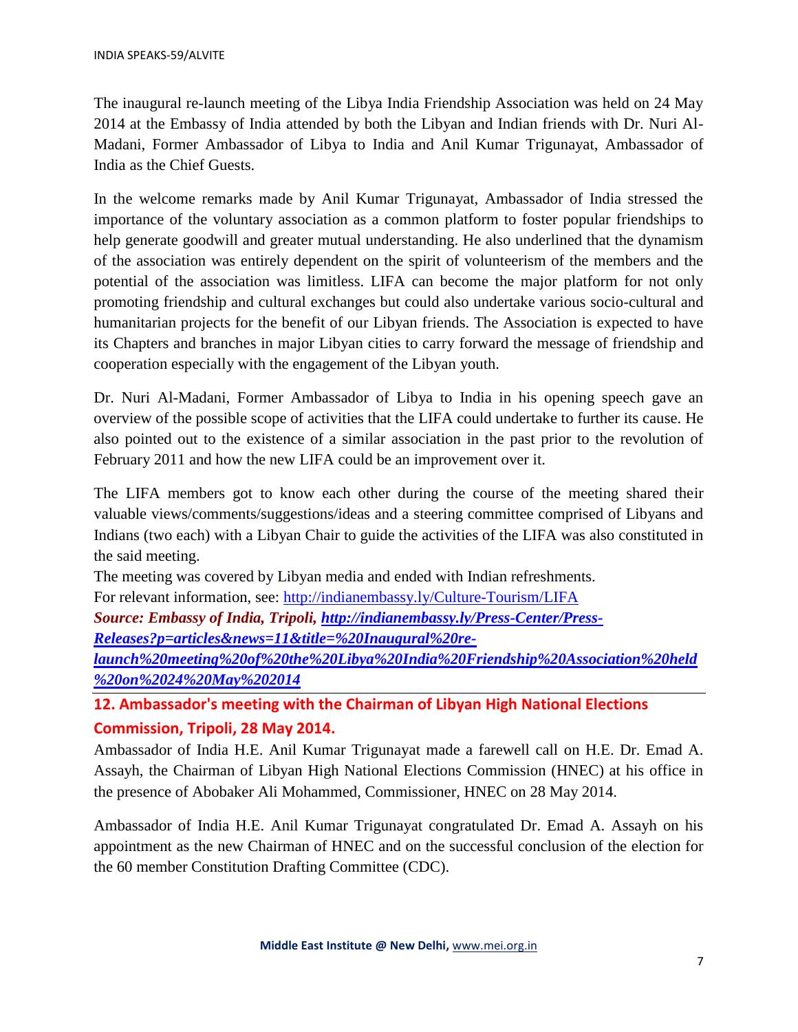The inaugural re-launch meeting of the Libya India Friendship Association was held on 24 May 2014 at the Embassy of India attended by both the Libyan and Indian friends with Dr. Nuri Al-Madani, Former Ambassador of Libya to India and Anil Kumar Trigunayat, Ambassador of India as the Chief Guests.

In the welcome remarks made by Anil Kumar Trigunayat, Ambassador of India stressed the importance of the voluntary association as a common platform to foster popular friendships to help generate goodwill and greater mutual understanding. He also underlined that the dynamism of the association was entirely dependent on the spirit of volunteerism of the members and the potential of the association was limitless. LIFA can become the major platform for not only promoting friendship and cultural exchanges but could also undertake various socio-cultural and humanitarian projects for the benefit of our Libyan friends. The Association is expected to have its Chapters and branches in major Libyan cities to carry forward the message of friendship and cooperation especially with the engagement of the Libyan youth.

Dr. Nuri Al-Madani, Former Ambassador of Libya to India in his opening speech gave an overview of the possible scope of activities that the LIFA could undertake to further its cause. He also pointed out to the existence of a similar association in the past prior to the revolution of February 2011 and how the new LIFA could be an improvement over it.

The LIFA members got to know each other during the course of the meeting shared their valuable views/comments/suggestions/ideas and a steering committee comprised of Libyans and Indians (two each) with a Libyan Chair to guide the activities of the LIFA was also constituted in the said meeting.

The meeting was covered by Libyan media and ended with Indian refreshments.

For relevant information, see: http://indianembassy.ly/Culture-Tourism/LIFA

***Source: Embassy of India, Tripoli, http://indianembassy.ly/Press-Center/Press-Releases?p=articles&news=11&title=%20Inaugural%20re-launch%20meeting%20of%20the%20Libya%20India%20Friendship%20Association%20held%20on%2024%20May%202014***

---

## 12. Ambassador's meeting with the Chairman of Libyan High National Elections Commission, Tripoli, 28 May 2014.

Ambassador of India H.E. Anil Kumar Trigunayat made a farewell call on H.E. Dr. Emad A. Assayh, the Chairman of Libyan High National Elections Commission (HNEC) at his office in the presence of Abobaker Ali Mohammed, Commissioner, HNEC on 28 May 2014.

Ambassador of India H.E. Anil Kumar Trigunayat congratulated Dr. Emad A. Assayh on his appointment as the new Chairman of HNEC and on the successful conclusion of the election for the 60 member Constitution Drafting Committee (CDC).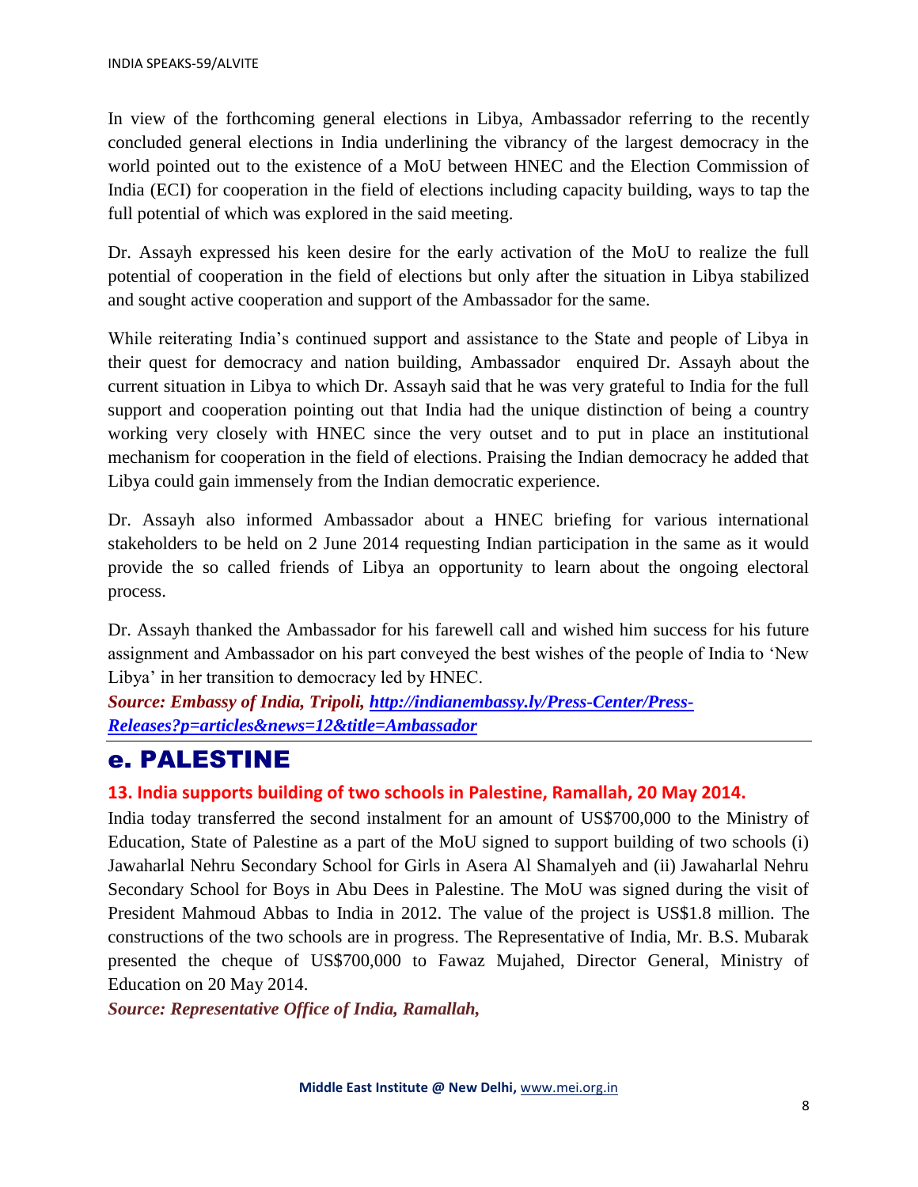In view of the forthcoming general elections in Libya, Ambassador referring to the recently concluded general elections in India underlining the vibrancy of the largest democracy in the world pointed out to the existence of a MoU between HNEC and the Election Commission of India (ECI) for cooperation in the field of elections including capacity building, ways to tap the full potential of which was explored in the said meeting.

Dr. Assayh expressed his keen desire for the early activation of the MoU to realize the full potential of cooperation in the field of elections but only after the situation in Libya stabilized and sought active cooperation and support of the Ambassador for the same.

While reiterating India's continued support and assistance to the State and people of Libya in their quest for democracy and nation building, Ambassador enquired Dr. Assayh about the current situation in Libya to which Dr. Assayh said that he was very grateful to India for the full support and cooperation pointing out that India had the unique distinction of being a country working very closely with HNEC since the very outset and to put in place an institutional mechanism for cooperation in the field of elections. Praising the Indian democracy he added that Libya could gain immensely from the Indian democratic experience.

Dr. Assayh also informed Ambassador about a HNEC briefing for various international stakeholders to be held on 2 June 2014 requesting Indian participation in the same as it would provide the so called friends of Libya an opportunity to learn about the ongoing electoral process.

Dr. Assayh thanked the Ambassador for his farewell call and wished him success for his future assignment and Ambassador on his part conveyed the best wishes of the people of India to 'New Libya' in her transition to democracy led by HNEC.

***Source: Embassy of India, Tripoli, [http://indianembassy.ly/Press-Center/Press-Releases?p=articles&news=12&title=Ambassador](http://indianembassy.ly/Press-Center/Press-Releases?p=articles&news=12&title=Ambassador)***

## e. PALESTINE

### 13. India supports building of two schools in Palestine, Ramallah, 20 May 2014.

India today transferred the second instalment for an amount of US$700,000 to the Ministry of Education, State of Palestine as a part of the MoU signed to support building of two schools (i) Jawaharlal Nehru Secondary School for Girls in Asera Al Shamalyeh and (ii) Jawaharlal Nehru Secondary School for Boys in Abu Dees in Palestine. The MoU was signed during the visit of President Mahmoud Abbas to India in 2012. The value of the project is US$1.8 million. The constructions of the two schools are in progress. The Representative of India, Mr. B.S. Mubarak presented the cheque of US$700,000 to Fawaz Mujahed, Director General, Ministry of Education on 20 May 2014.

***Source: Representative Office of India, Ramallah,***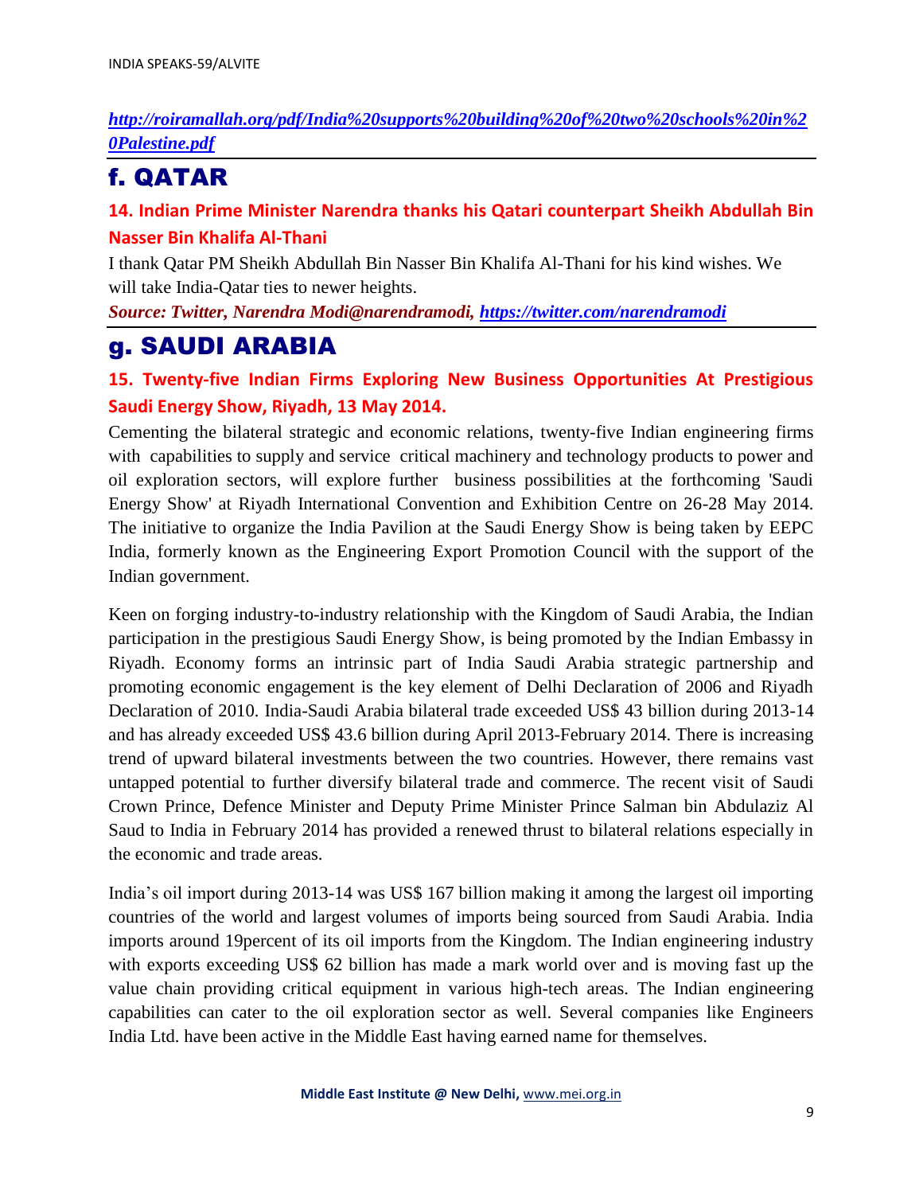*http://roiramallah.org/pdf/India%20supports%20building%20of%20two%20schools%20in%20Palestine.pdf*

## f. QATAR

### 14. Indian Prime Minister Narendra thanks his Qatari counterpart Sheikh Abdullah Bin Nasser Bin Khalifa Al-Thani

I thank Qatar PM Sheikh Abdullah Bin Nasser Bin Khalifa Al-Thani for his kind wishes. We will take India-Qatar ties to newer heights.

***Source: Twitter, Narendra Modi@narendramodi, https://twitter.com/narendramodi***

## g. SAUDI ARABIA

### 15. Twenty-five Indian Firms Exploring New Business Opportunities At Prestigious Saudi Energy Show, Riyadh, 13 May 2014.

Cementing the bilateral strategic and economic relations, twenty-five Indian engineering firms with capabilities to supply and service critical machinery and technology products to power and oil exploration sectors, will explore further business possibilities at the forthcoming 'Saudi Energy Show' at Riyadh International Convention and Exhibition Centre on 26-28 May 2014. The initiative to organize the India Pavilion at the Saudi Energy Show is being taken by EEPC India, formerly known as the Engineering Export Promotion Council with the support of the Indian government.

Keen on forging industry-to-industry relationship with the Kingdom of Saudi Arabia, the Indian participation in the prestigious Saudi Energy Show, is being promoted by the Indian Embassy in Riyadh. Economy forms an intrinsic part of India Saudi Arabia strategic partnership and promoting economic engagement is the key element of Delhi Declaration of 2006 and Riyadh Declaration of 2010. India-Saudi Arabia bilateral trade exceeded US$ 43 billion during 2013-14 and has already exceeded US$ 43.6 billion during April 2013-February 2014. There is increasing trend of upward bilateral investments between the two countries. However, there remains vast untapped potential to further diversify bilateral trade and commerce. The recent visit of Saudi Crown Prince, Defence Minister and Deputy Prime Minister Prince Salman bin Abdulaziz Al Saud to India in February 2014 has provided a renewed thrust to bilateral relations especially in the economic and trade areas.

India's oil import during 2013-14 was US$ 167 billion making it among the largest oil importing countries of the world and largest volumes of imports being sourced from Saudi Arabia. India imports around 19percent of its oil imports from the Kingdom. The Indian engineering industry with exports exceeding US$ 62 billion has made a mark world over and is moving fast up the value chain providing critical equipment in various high-tech areas. The Indian engineering capabilities can cater to the oil exploration sector as well. Several companies like Engineers India Ltd. have been active in the Middle East having earned name for themselves.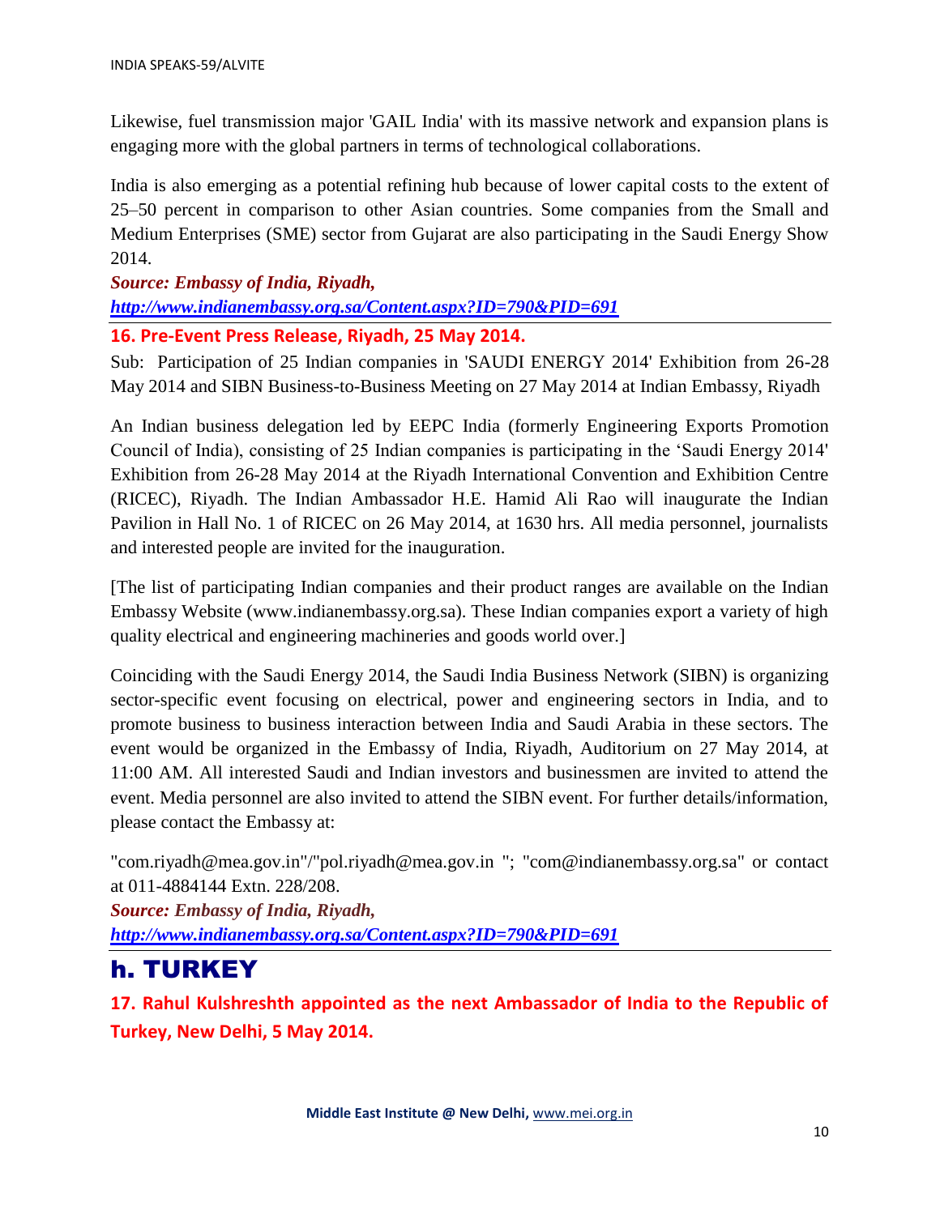Likewise, fuel transmission major 'GAIL India' with its massive network and expansion plans is engaging more with the global partners in terms of technological collaborations.

India is also emerging as a potential refining hub because of lower capital costs to the extent of 25–50 percent in comparison to other Asian countries. Some companies from the Small and Medium Enterprises (SME) sector from Gujarat are also participating in the Saudi Energy Show 2014.

***Source: Embassy of India, Riyadh,***
***http://www.indianembassy.org.sa/Content.aspx?ID=790&PID=691***

---

### 16. Pre-Event Press Release, Riyadh, 25 May 2014.

Sub: Participation of 25 Indian companies in 'SAUDI ENERGY 2014' Exhibition from 26-28 May 2014 and SIBN Business-to-Business Meeting on 27 May 2014 at Indian Embassy, Riyadh

An Indian business delegation led by EEPC India (formerly Engineering Exports Promotion Council of India), consisting of 25 Indian companies is participating in the 'Saudi Energy 2014' Exhibition from 26-28 May 2014 at the Riyadh International Convention and Exhibition Centre (RICEC), Riyadh. The Indian Ambassador H.E. Hamid Ali Rao will inaugurate the Indian Pavilion in Hall No. 1 of RICEC on 26 May 2014, at 1630 hrs. All media personnel, journalists and interested people are invited for the inauguration.

[The list of participating Indian companies and their product ranges are available on the Indian Embassy Website (www.indianembassy.org.sa). These Indian companies export a variety of high quality electrical and engineering machineries and goods world over.]

Coinciding with the Saudi Energy 2014, the Saudi India Business Network (SIBN) is organizing sector-specific event focusing on electrical, power and engineering sectors in India, and to promote business to business interaction between India and Saudi Arabia in these sectors. The event would be organized in the Embassy of India, Riyadh, Auditorium on 27 May 2014, at 11:00 AM. All interested Saudi and Indian investors and businessmen are invited to attend the event. Media personnel are also invited to attend the SIBN event. For further details/information, please contact the Embassy at:

"com.riyadh@mea.gov.in"/"pol.riyadh@mea.gov.in "; "com@indianembassy.org.sa" or contact at 011-4884144 Extn. 228/208.

***Source: Embassy of India, Riyadh,***
***http://www.indianembassy.org.sa/Content.aspx?ID=790&PID=691***

---

## h. TURKEY

### 17. Rahul Kulshreshth appointed as the next Ambassador of India to the Republic of Turkey, New Delhi, 5 May 2014.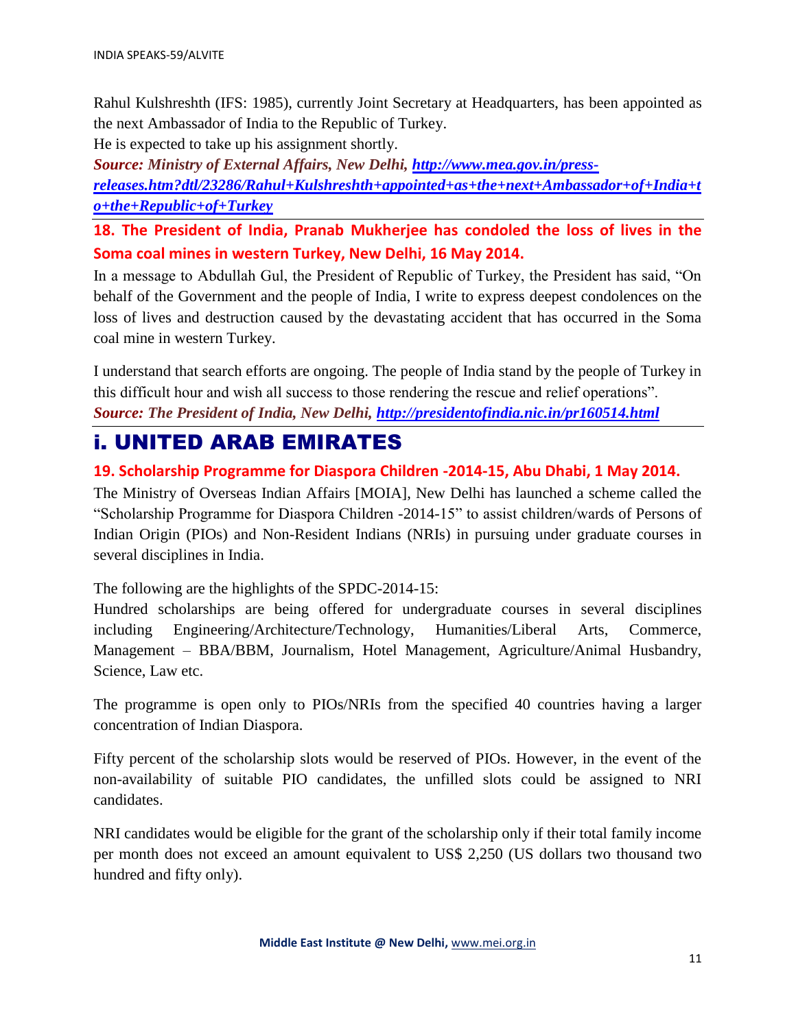Rahul Kulshreshth (IFS: 1985), currently Joint Secretary at Headquarters, has been appointed as the next Ambassador of India to the Republic of Turkey.

He is expected to take up his assignment shortly.

***Source: Ministry of External Affairs, New Delhi, [http://www.mea.gov.in/press-releases.htm?dtl/23286/Rahul+Kulshreshth+appointed+as+the+next+Ambassador+of+India+to+the+Republic+of+Turkey](http://www.mea.gov.in/press-releases.htm?dtl/23286/Rahul+Kulshreshth+appointed+as+the+next+Ambassador+of+India+to+the+Republic+of+Turkey)***

### 18. The President of India, Pranab Mukherjee has condoled the loss of lives in the Soma coal mines in western Turkey, New Delhi, 16 May 2014.

In a message to Abdullah Gul, the President of Republic of Turkey, the President has said, "On behalf of the Government and the people of India, I write to express deepest condolences on the loss of lives and destruction caused by the devastating accident that has occurred in the Soma coal mine in western Turkey.

I understand that search efforts are ongoing. The people of India stand by the people of Turkey in this difficult hour and wish all success to those rendering the rescue and relief operations".

***Source: The President of India, New Delhi, [http://presidentofindia.nic.in/pr160514.html](http://presidentofindia.nic.in/pr160514.html)***

## i. UNITED ARAB EMIRATES

### 19. Scholarship Programme for Diaspora Children -2014-15, Abu Dhabi, 1 May 2014.

The Ministry of Overseas Indian Affairs [MOIA], New Delhi has launched a scheme called the "Scholarship Programme for Diaspora Children -2014-15" to assist children/wards of Persons of Indian Origin (PIOs) and Non-Resident Indians (NRIs) in pursuing under graduate courses in several disciplines in India.

The following are the highlights of the SPDC-2014-15:

Hundred scholarships are being offered for undergraduate courses in several disciplines including Engineering/Architecture/Technology, Humanities/Liberal Arts, Commerce, Management – BBA/BBM, Journalism, Hotel Management, Agriculture/Animal Husbandry, Science, Law etc.

The programme is open only to PIOs/NRIs from the specified 40 countries having a larger concentration of Indian Diaspora.

Fifty percent of the scholarship slots would be reserved of PIOs. However, in the event of the non-availability of suitable PIO candidates, the unfilled slots could be assigned to NRI candidates.

NRI candidates would be eligible for the grant of the scholarship only if their total family income per month does not exceed an amount equivalent to US$ 2,250 (US dollars two thousand two hundred and fifty only).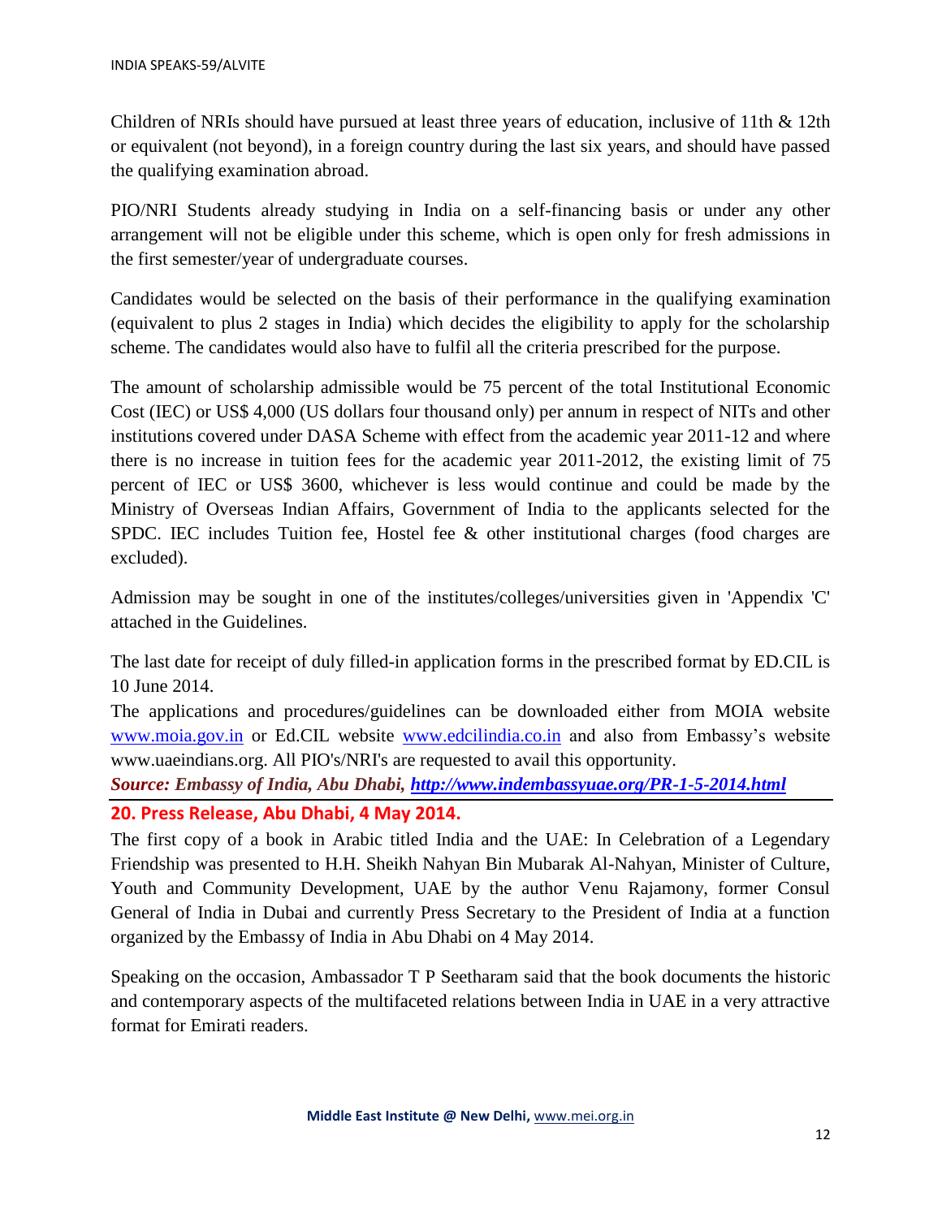Children of NRIs should have pursued at least three years of education, inclusive of 11th & 12th or equivalent (not beyond), in a foreign country during the last six years, and should have passed the qualifying examination abroad.

PIO/NRI Students already studying in India on a self-financing basis or under any other arrangement will not be eligible under this scheme, which is open only for fresh admissions in the first semester/year of undergraduate courses.

Candidates would be selected on the basis of their performance in the qualifying examination (equivalent to plus 2 stages in India) which decides the eligibility to apply for the scholarship scheme. The candidates would also have to fulfil all the criteria prescribed for the purpose.

The amount of scholarship admissible would be 75 percent of the total Institutional Economic Cost (IEC) or US$ 4,000 (US dollars four thousand only) per annum in respect of NITs and other institutions covered under DASA Scheme with effect from the academic year 2011-12 and where there is no increase in tuition fees for the academic year 2011-2012, the existing limit of 75 percent of IEC or US$ 3600, whichever is less would continue and could be made by the Ministry of Overseas Indian Affairs, Government of India to the applicants selected for the SPDC. IEC includes Tuition fee, Hostel fee & other institutional charges (food charges are excluded).

Admission may be sought in one of the institutes/colleges/universities given in 'Appendix 'C' attached in the Guidelines.

The last date for receipt of duly filled-in application forms in the prescribed format by ED.CIL is 10 June 2014.

The applications and procedures/guidelines can be downloaded either from MOIA website [www.moia.gov.in](http://www.moia.gov.in) or Ed.CIL website [www.edcilindia.co.in](http://www.edcilindia.co.in) and also from Embassy's website www.uaeindians.org. All PIO's/NRI's are requested to avail this opportunity.

***Source: Embassy of India, Abu Dhabi, [http://www.indembassyuae.org/PR-1-5-2014.html](http://www.indembassyuae.org/PR-1-5-2014.html)***

## 20. Press Release, Abu Dhabi, 4 May 2014.

The first copy of a book in Arabic titled India and the UAE: In Celebration of a Legendary Friendship was presented to H.H. Sheikh Nahyan Bin Mubarak Al-Nahyan, Minister of Culture, Youth and Community Development, UAE by the author Venu Rajamony, former Consul General of India in Dubai and currently Press Secretary to the President of India at a function organized by the Embassy of India in Abu Dhabi on 4 May 2014.

Speaking on the occasion, Ambassador T P Seetharam said that the book documents the historic and contemporary aspects of the multifaceted relations between India in UAE in a very attractive format for Emirati readers.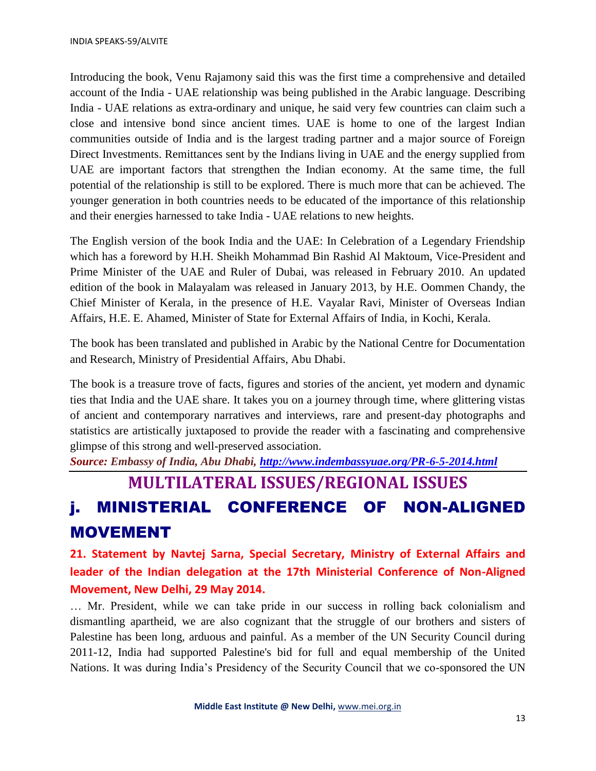Introducing the book, Venu Rajamony said this was the first time a comprehensive and detailed account of the India - UAE relationship was being published in the Arabic language. Describing India - UAE relations as extra-ordinary and unique, he said very few countries can claim such a close and intensive bond since ancient times. UAE is home to one of the largest Indian communities outside of India and is the largest trading partner and a major source of Foreign Direct Investments. Remittances sent by the Indians living in UAE and the energy supplied from UAE are important factors that strengthen the Indian economy. At the same time, the full potential of the relationship is still to be explored. There is much more that can be achieved. The younger generation in both countries needs to be educated of the importance of this relationship and their energies harnessed to take India - UAE relations to new heights.

The English version of the book India and the UAE: In Celebration of a Legendary Friendship which has a foreword by H.H. Sheikh Mohammad Bin Rashid Al Maktoum, Vice-President and Prime Minister of the UAE and Ruler of Dubai, was released in February 2010. An updated edition of the book in Malayalam was released in January 2013, by H.E. Oommen Chandy, the Chief Minister of Kerala, in the presence of H.E. Vayalar Ravi, Minister of Overseas Indian Affairs, H.E. E. Ahamed, Minister of State for External Affairs of India, in Kochi, Kerala.

The book has been translated and published in Arabic by the National Centre for Documentation and Research, Ministry of Presidential Affairs, Abu Dhabi.

The book is a treasure trove of facts, figures and stories of the ancient, yet modern and dynamic ties that India and the UAE share. It takes you on a journey through time, where glittering vistas of ancient and contemporary narratives and interviews, rare and present-day photographs and statistics are artistically juxtaposed to provide the reader with a fascinating and comprehensive glimpse of this strong and well-preserved association.

***Source: Embassy of India, Abu Dhabi, [http://www.indembassyuae.org/PR-6-5-2014.html](http://www.indembassyuae.org/PR-6-5-2014.html)***

## MULTILATERAL ISSUES/REGIONAL ISSUES

## j. MINISTERIAL CONFERENCE OF NON-ALIGNED MOVEMENT

### 21. Statement by Navtej Sarna, Special Secretary, Ministry of External Affairs and leader of the Indian delegation at the 17th Ministerial Conference of Non-Aligned Movement, New Delhi, 29 May 2014.

… Mr. President, while we can take pride in our success in rolling back colonialism and dismantling apartheid, we are also cognizant that the struggle of our brothers and sisters of Palestine has been long, arduous and painful. As a member of the UN Security Council during 2011-12, India had supported Palestine's bid for full and equal membership of the United Nations. It was during India's Presidency of the Security Council that we co-sponsored the UN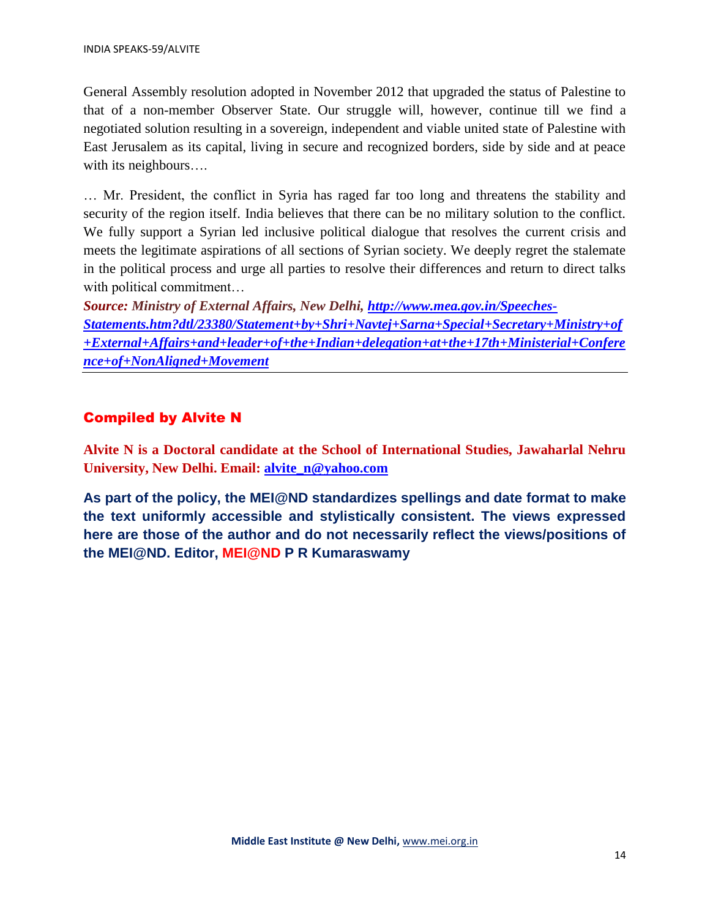General Assembly resolution adopted in November 2012 that upgraded the status of Palestine to that of a non-member Observer State. Our struggle will, however, continue till we find a negotiated solution resulting in a sovereign, independent and viable united state of Palestine with East Jerusalem as its capital, living in secure and recognized borders, side by side and at peace with its neighbours….

… Mr. President, the conflict in Syria has raged far too long and threatens the stability and security of the region itself. India believes that there can be no military solution to the conflict. We fully support a Syrian led inclusive political dialogue that resolves the current crisis and meets the legitimate aspirations of all sections of Syrian society. We deeply regret the stalemate in the political process and urge all parties to resolve their differences and return to direct talks with political commitment…

***Source: Ministry of External Affairs, New Delhi, http://www.mea.gov.in/Speeches-Statements.htm?dtl/23380/Statement+by+Shri+Navtej+Sarna+Special+Secretary+Ministry+of+External+Affairs+and+leader+of+the+Indian+delegation+at+the+17th+Ministerial+Conference+of+NonAligned+Movement***

---

## Compiled by Alvite N

**Alvite N is a Doctoral candidate at the School of International Studies, Jawaharlal Nehru University, New Delhi. Email: alvite_n@yahoo.com**

**As part of the policy, the MEI@ND standardizes spellings and date format to make the text uniformly accessible and stylistically consistent. The views expressed here are those of the author and do not necessarily reflect the views/positions of the MEI@ND. Editor, MEI@ND P R Kumaraswamy**